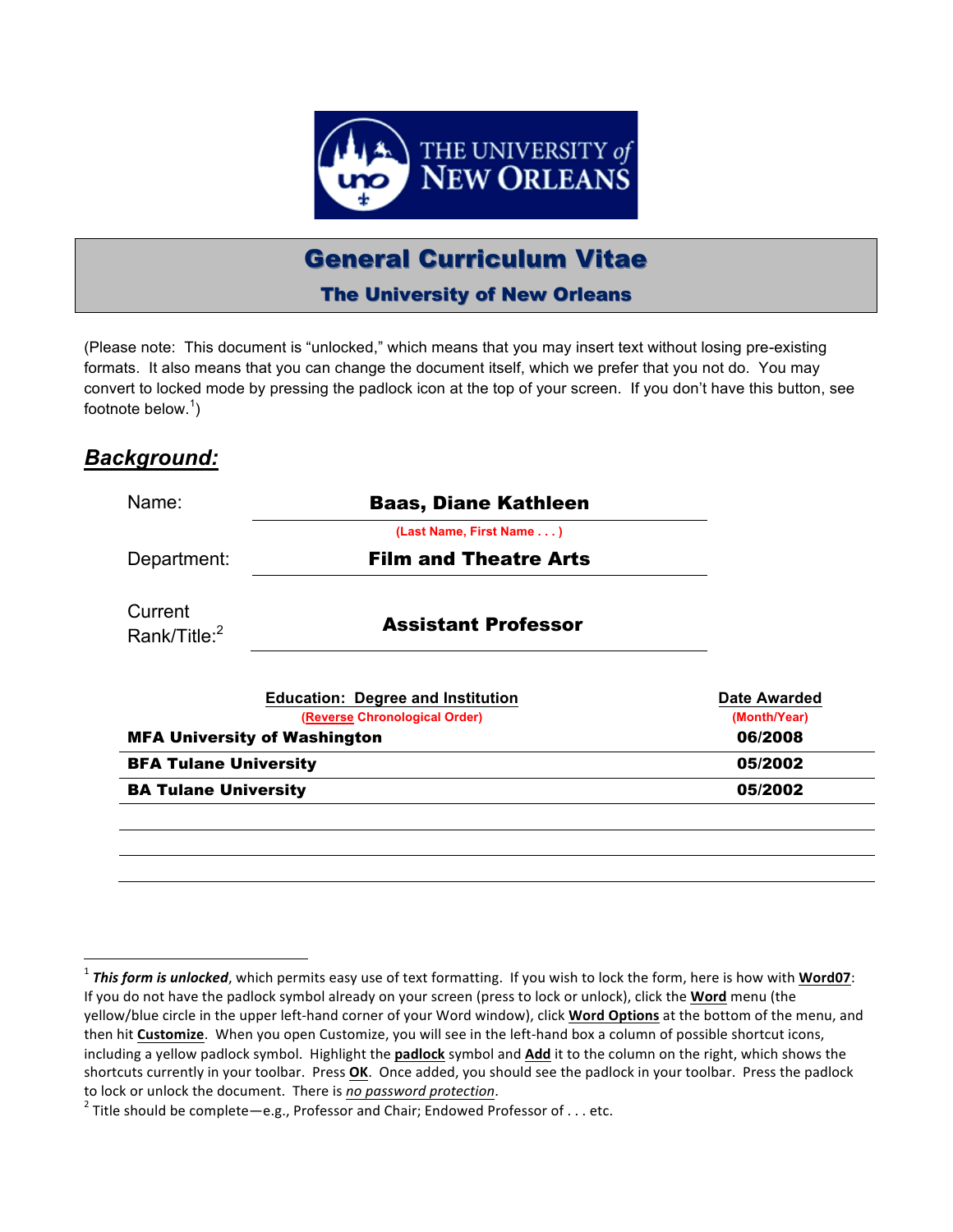# General Curriculum Vitae

## The University of New Orleans

(Please note: This document is "unlocked," which means that you may insert text without losing pre-existing formats. It also means that you can change the document itself, which we prefer that you not do. You may convert to locked mode by pressing the padlock icon at the top of your screen. If you don't have this button, see footnote below.[1])

## ***Background:***

Name: **Baas, Diane Kathleen**
(Last Name, First Name . . . )

Department: **Film and Theatre Arts**

Current Rank/Title:[2] **Assistant Professor**

| Education: Degree and Institution (Reverse Chronological Order) | Date Awarded (Month/Year) |
|---|---|
| **MFA University of Washington** | **06/2008** |
| **BFA Tulane University** | **05/2002** |
| **BA Tulane University** | **05/2002** |
| | |
| | |
| | |

---

[1] ***This form is unlocked***, which permits easy use of text formatting. If you wish to lock the form, here is how with **Word07**: If you do not have the padlock symbol already on your screen (press to lock or unlock), click the **Word** menu (the yellow/blue circle in the upper left-hand corner of your Word window), click **Word Options** at the bottom of the menu, and then hit **Customize**. When you open Customize, you will see in the left-hand box a column of possible shortcut icons, including a yellow padlock symbol. Highlight the **padlock** symbol and **Add** it to the column on the right, which shows the shortcuts currently in your toolbar. Press **OK**. Once added, you should see the padlock in your toolbar. Press the padlock to lock or unlock the document. There is *no password protection*.

[2] Title should be complete—e.g., Professor and Chair; Endowed Professor of . . . etc.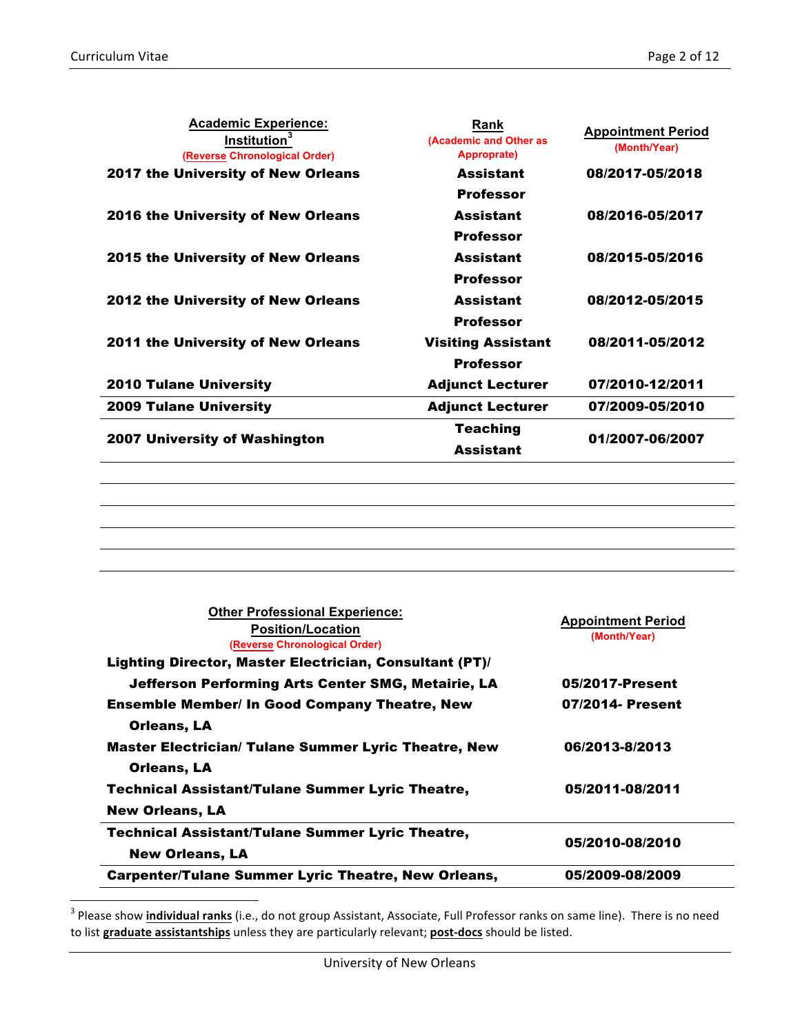| Academic Experience: Institution[3] (Reverse Chronological Order) | Rank (Academic and Other as Approprate) | Appointment Period (Month/Year) |
|---|---|---|
| **2017 the University of New Orleans** | **Assistant Professor** | **08/2017-05/2018** |
| **2016 the University of New Orleans** | **Assistant Professor** | **08/2016-05/2017** |
| **2015 the University of New Orleans** | **Assistant Professor** | **08/2015-05/2016** |
| **2012 the University of New Orleans** | **Assistant Professor** | **08/2012-05/2015** |
| **2011 the University of New Orleans** | **Visiting Assistant Professor** | **08/2011-05/2012** |
| **2010 Tulane University** | **Adjunct Lecturer** | **07/2010-12/2011** |
| **2009 Tulane University** | **Adjunct Lecturer** | **07/2009-05/2010** |
| **2007 University of Washington** | **Teaching Assistant** | **01/2007-06/2007** |
| | | |
| | | |
| | | |
| | | |
| | | |

| Other Professional Experience: Position/Location (Reverse Chronological Order) | Appointment Period (Month/Year) |
|---|---|
| **Lighting Director, Master Electrician, Consultant (PT)/ Jefferson Performing Arts Center SMG, Metairie, LA** | **05/2017-Present** |
| **Ensemble Member/ In Good Company Theatre, New Orleans, LA** | **07/2014- Present** |
| **Master Electrician/ Tulane Summer Lyric Theatre, New Orleans, LA** | **06/2013-8/2013** |
| **Technical Assistant/Tulane Summer Lyric Theatre, New Orleans, LA** | **05/2011-08/2011** |
| **Technical Assistant/Tulane Summer Lyric Theatre, New Orleans, LA** | **05/2010-08/2010** |
| **Carpenter/Tulane Summer Lyric Theatre, New Orleans,** | **05/2009-08/2009** |

[3] Please show **individual ranks** (i.e., do not group Assistant, Associate, Full Professor ranks on same line). There is no need to list **graduate assistantships** unless they are particularly relevant; **post-docs** should be listed.

University of New Orleans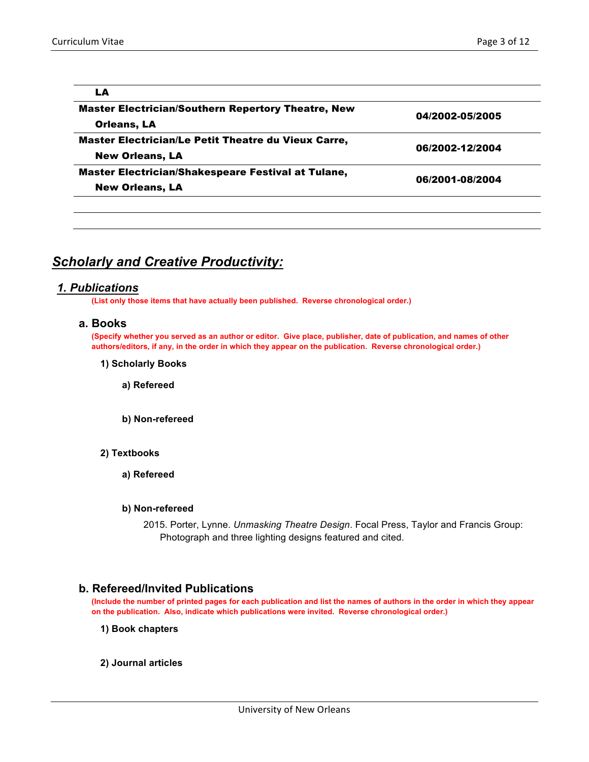| **LA** | |
|---|---|
| **Master Electrician/Southern Repertory Theatre, New Orleans, LA** | **04/2002-05/2005** |
| **Master Electrician/Le Petit Theatre du Vieux Carre, New Orleans, LA** | **06/2002-12/2004** |
| **Master Electrician/Shakespeare Festival at Tulane, New Orleans, LA** | **06/2001-08/2004** |
| | |
| | |

## ***Scholarly and Creative Productivity:***

### ***1. Publications***

**(List only those items that have actually been published. Reverse chronological order.)**

#### a. Books

**(Specify whether you served as an author or editor. Give place, publisher, date of publication, and names of other authors/editors, if any, in the order in which they appear on the publication. Reverse chronological order.)**

**1) Scholarly Books**

**a) Refereed**

**b) Non-refereed**

**2) Textbooks**

**a) Refereed**

**b) Non-refereed**

2015. Porter, Lynne. *Unmasking Theatre Design*. Focal Press, Taylor and Francis Group: Photograph and three lighting designs featured and cited.

#### b. Refereed/Invited Publications

**(Include the number of printed pages for each publication and list the names of authors in the order in which they appear on the publication. Also, indicate which publications were invited. Reverse chronological order.)**

**1) Book chapters**

**2) Journal articles**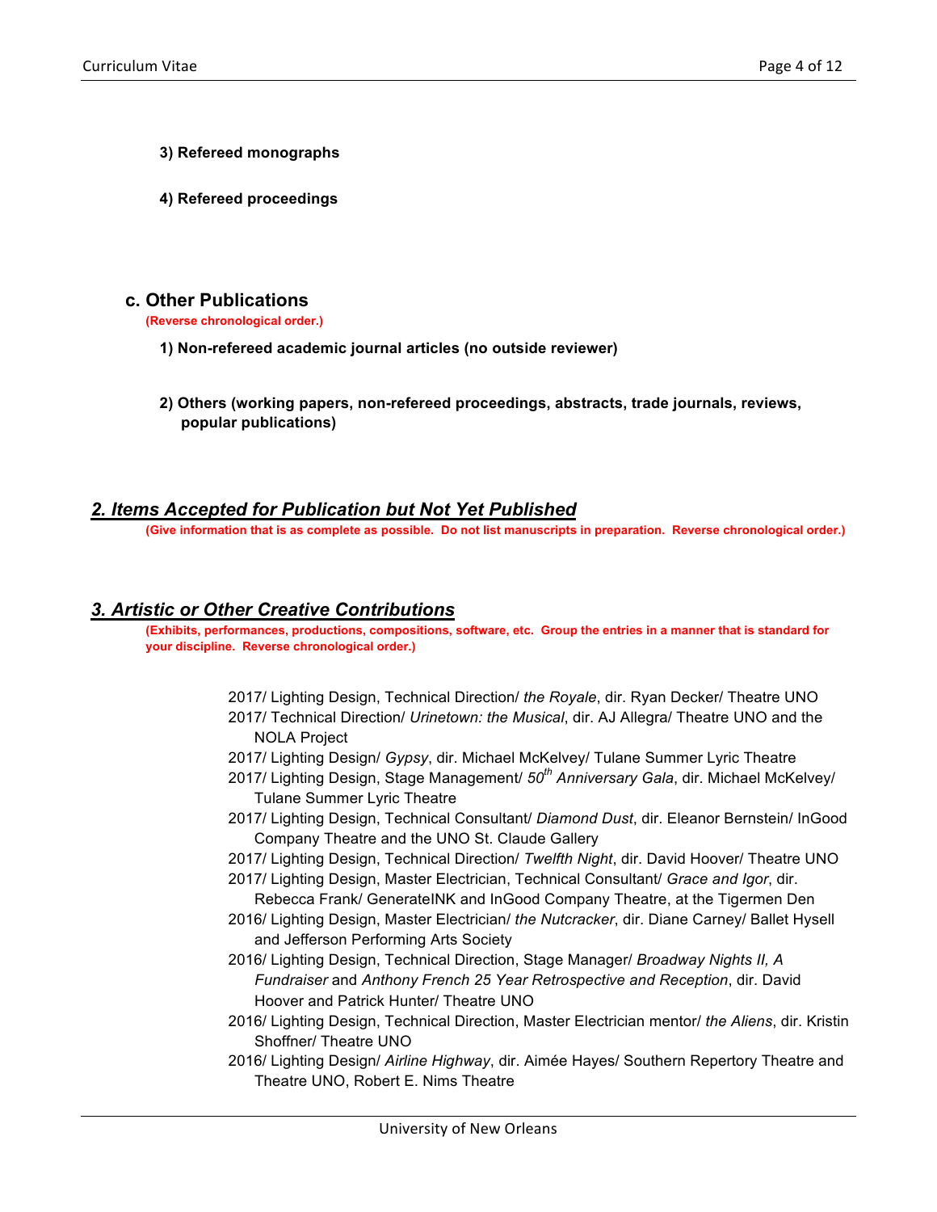**3) Refereed monographs**

**4) Refereed proceedings**

### c. Other Publications

**(Reverse chronological order.)**

**1) Non-refereed academic journal articles (no outside reviewer)**

**2) Others (working papers, non-refereed proceedings, abstracts, trade journals, reviews, popular publications)**

## ***2. Items Accepted for Publication but Not Yet Published***

**(Give information that is as complete as possible. Do not list manuscripts in preparation. Reverse chronological order.)**

## ***3. Artistic or Other Creative Contributions***

**(Exhibits, performances, productions, compositions, software, etc. Group the entries in a manner that is standard for your discipline. Reverse chronological order.)**

2017/ Lighting Design, Technical Direction/ *the Royale*, dir. Ryan Decker/ Theatre UNO

2017/ Technical Direction/ *Urinetown: the Musical*, dir. AJ Allegra/ Theatre UNO and the NOLA Project

2017/ Lighting Design/ *Gypsy*, dir. Michael McKelvey/ Tulane Summer Lyric Theatre

2017/ Lighting Design, Stage Management/ *50th Anniversary Gala*, dir. Michael McKelvey/ Tulane Summer Lyric Theatre

2017/ Lighting Design, Technical Consultant/ *Diamond Dust*, dir. Eleanor Bernstein/ InGood Company Theatre and the UNO St. Claude Gallery

2017/ Lighting Design, Technical Direction/ *Twelfth Night*, dir. David Hoover/ Theatre UNO

2017/ Lighting Design, Master Electrician, Technical Consultant/ *Grace and Igor*, dir. Rebecca Frank/ GenerateINK and InGood Company Theatre, at the Tigermen Den

2016/ Lighting Design, Master Electrician/ *the Nutcracker*, dir. Diane Carney/ Ballet Hysell and Jefferson Performing Arts Society

2016/ Lighting Design, Technical Direction, Stage Manager/ *Broadway Nights II, A Fundraiser* and *Anthony French 25 Year Retrospective and Reception*, dir. David Hoover and Patrick Hunter/ Theatre UNO

2016/ Lighting Design, Technical Direction, Master Electrician mentor/ *the Aliens*, dir. Kristin Shoffner/ Theatre UNO

2016/ Lighting Design/ *Airline Highway*, dir. Aimée Hayes/ Southern Repertory Theatre and Theatre UNO, Robert E. Nims Theatre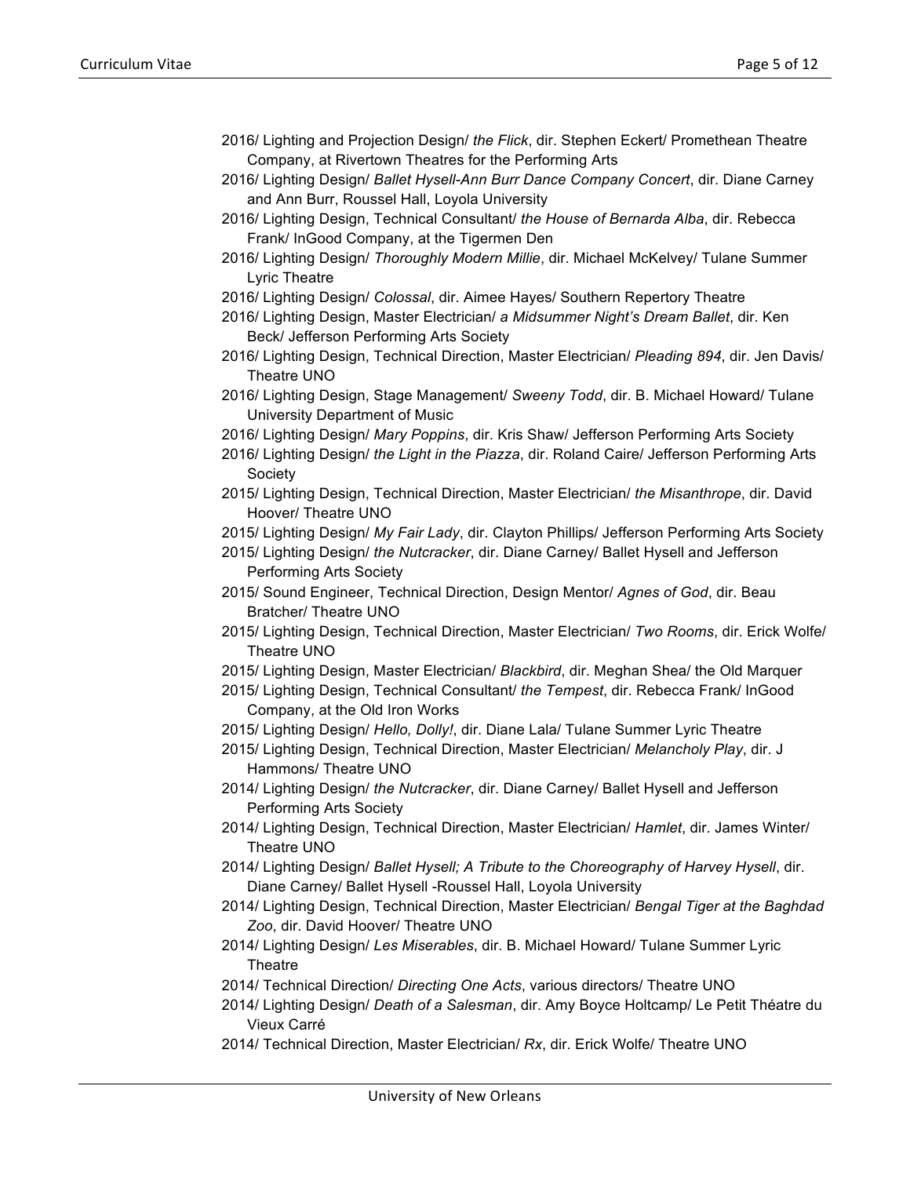2016/ Lighting and Projection Design/ *the Flick*, dir. Stephen Eckert/ Promethean Theatre Company, at Rivertown Theatres for the Performing Arts

2016/ Lighting Design/ *Ballet Hysell-Ann Burr Dance Company Concert*, dir. Diane Carney and Ann Burr, Roussel Hall, Loyola University

2016/ Lighting Design, Technical Consultant/ *the House of Bernarda Alba*, dir. Rebecca Frank/ InGood Company, at the Tigermen Den

2016/ Lighting Design/ *Thoroughly Modern Millie*, dir. Michael McKelvey/ Tulane Summer Lyric Theatre

2016/ Lighting Design/ *Colossal*, dir. Aimee Hayes/ Southern Repertory Theatre

2016/ Lighting Design, Master Electrician/ *a Midsummer Night's Dream Ballet*, dir. Ken Beck/ Jefferson Performing Arts Society

2016/ Lighting Design, Technical Direction, Master Electrician/ *Pleading 894*, dir. Jen Davis/ Theatre UNO

2016/ Lighting Design, Stage Management/ *Sweeny Todd*, dir. B. Michael Howard/ Tulane University Department of Music

2016/ Lighting Design/ *Mary Poppins*, dir. Kris Shaw/ Jefferson Performing Arts Society

2016/ Lighting Design/ *the Light in the Piazza*, dir. Roland Caire/ Jefferson Performing Arts Society

2015/ Lighting Design, Technical Direction, Master Electrician/ *the Misanthrope*, dir. David Hoover/ Theatre UNO

2015/ Lighting Design/ *My Fair Lady*, dir. Clayton Phillips/ Jefferson Performing Arts Society

2015/ Lighting Design/ *the Nutcracker*, dir. Diane Carney/ Ballet Hysell and Jefferson Performing Arts Society

2015/ Sound Engineer, Technical Direction, Design Mentor/ *Agnes of God*, dir. Beau Bratcher/ Theatre UNO

2015/ Lighting Design, Technical Direction, Master Electrician/ *Two Rooms*, dir. Erick Wolfe/ Theatre UNO

2015/ Lighting Design, Master Electrician/ *Blackbird*, dir. Meghan Shea/ the Old Marquer

2015/ Lighting Design, Technical Consultant/ *the Tempest*, dir. Rebecca Frank/ InGood Company, at the Old Iron Works

2015/ Lighting Design/ *Hello, Dolly!*, dir. Diane Lala/ Tulane Summer Lyric Theatre

2015/ Lighting Design, Technical Direction, Master Electrician/ *Melancholy Play*, dir. J Hammons/ Theatre UNO

2014/ Lighting Design/ *the Nutcracker*, dir. Diane Carney/ Ballet Hysell and Jefferson Performing Arts Society

2014/ Lighting Design, Technical Direction, Master Electrician/ *Hamlet*, dir. James Winter/ Theatre UNO

2014/ Lighting Design/ *Ballet Hysell; A Tribute to the Choreography of Harvey Hysell*, dir. Diane Carney/ Ballet Hysell -Roussel Hall, Loyola University

2014/ Lighting Design, Technical Direction, Master Electrician/ *Bengal Tiger at the Baghdad Zoo*, dir. David Hoover/ Theatre UNO

2014/ Lighting Design/ *Les Miserables*, dir. B. Michael Howard/ Tulane Summer Lyric Theatre

2014/ Technical Direction/ *Directing One Acts*, various directors/ Theatre UNO

2014/ Lighting Design/ *Death of a Salesman*, dir. Amy Boyce Holtcamp/ Le Petit Théatre du Vieux Carré

2014/ Technical Direction, Master Electrician/ *Rx*, dir. Erick Wolfe/ Theatre UNO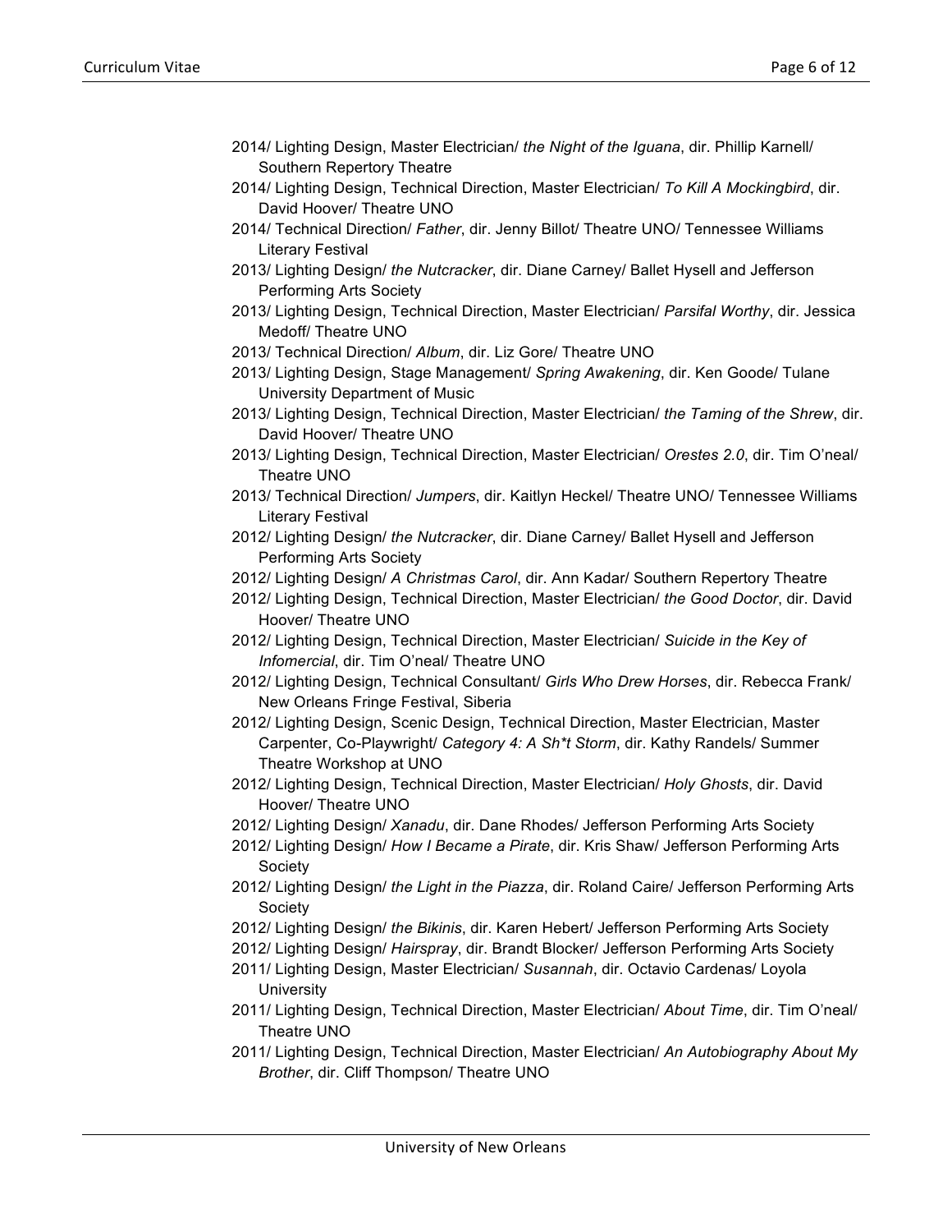- 2014/ Lighting Design, Master Electrician/ *the Night of the Iguana*, dir. Phillip Karnell/ Southern Repertory Theatre
- 2014/ Lighting Design, Technical Direction, Master Electrician/ *To Kill A Mockingbird*, dir. David Hoover/ Theatre UNO
- 2014/ Technical Direction/ *Father*, dir. Jenny Billot/ Theatre UNO/ Tennessee Williams Literary Festival
- 2013/ Lighting Design/ *the Nutcracker*, dir. Diane Carney/ Ballet Hysell and Jefferson Performing Arts Society
- 2013/ Lighting Design, Technical Direction, Master Electrician/ *Parsifal Worthy*, dir. Jessica Medoff/ Theatre UNO
- 2013/ Technical Direction/ *Album*, dir. Liz Gore/ Theatre UNO
- 2013/ Lighting Design, Stage Management/ *Spring Awakening*, dir. Ken Goode/ Tulane University Department of Music
- 2013/ Lighting Design, Technical Direction, Master Electrician/ *the Taming of the Shrew*, dir. David Hoover/ Theatre UNO
- 2013/ Lighting Design, Technical Direction, Master Electrician/ *Orestes 2.0*, dir. Tim O'neal/ Theatre UNO
- 2013/ Technical Direction/ *Jumpers*, dir. Kaitlyn Heckel/ Theatre UNO/ Tennessee Williams Literary Festival
- 2012/ Lighting Design/ *the Nutcracker*, dir. Diane Carney/ Ballet Hysell and Jefferson Performing Arts Society
- 2012/ Lighting Design/ *A Christmas Carol*, dir. Ann Kadar/ Southern Repertory Theatre
- 2012/ Lighting Design, Technical Direction, Master Electrician/ *the Good Doctor*, dir. David Hoover/ Theatre UNO
- 2012/ Lighting Design, Technical Direction, Master Electrician/ *Suicide in the Key of Infomercial*, dir. Tim O'neal/ Theatre UNO
- 2012/ Lighting Design, Technical Consultant/ *Girls Who Drew Horses*, dir. Rebecca Frank/ New Orleans Fringe Festival, Siberia
- 2012/ Lighting Design, Scenic Design, Technical Direction, Master Electrician, Master Carpenter, Co-Playwright/ *Category 4: A Sh*t Storm*, dir. Kathy Randels/ Summer Theatre Workshop at UNO
- 2012/ Lighting Design, Technical Direction, Master Electrician/ *Holy Ghosts*, dir. David Hoover/ Theatre UNO
- 2012/ Lighting Design/ *Xanadu*, dir. Dane Rhodes/ Jefferson Performing Arts Society
- 2012/ Lighting Design/ *How I Became a Pirate*, dir. Kris Shaw/ Jefferson Performing Arts Society
- 2012/ Lighting Design/ *the Light in the Piazza*, dir. Roland Caire/ Jefferson Performing Arts Society
- 2012/ Lighting Design/ *the Bikinis*, dir. Karen Hebert/ Jefferson Performing Arts Society
- 2012/ Lighting Design/ *Hairspray*, dir. Brandt Blocker/ Jefferson Performing Arts Society
- 2011/ Lighting Design, Master Electrician/ *Susannah*, dir. Octavio Cardenas/ Loyola University
- 2011/ Lighting Design, Technical Direction, Master Electrician/ *About Time*, dir. Tim O'neal/ Theatre UNO
- 2011/ Lighting Design, Technical Direction, Master Electrician/ *An Autobiography About My Brother*, dir. Cliff Thompson/ Theatre UNO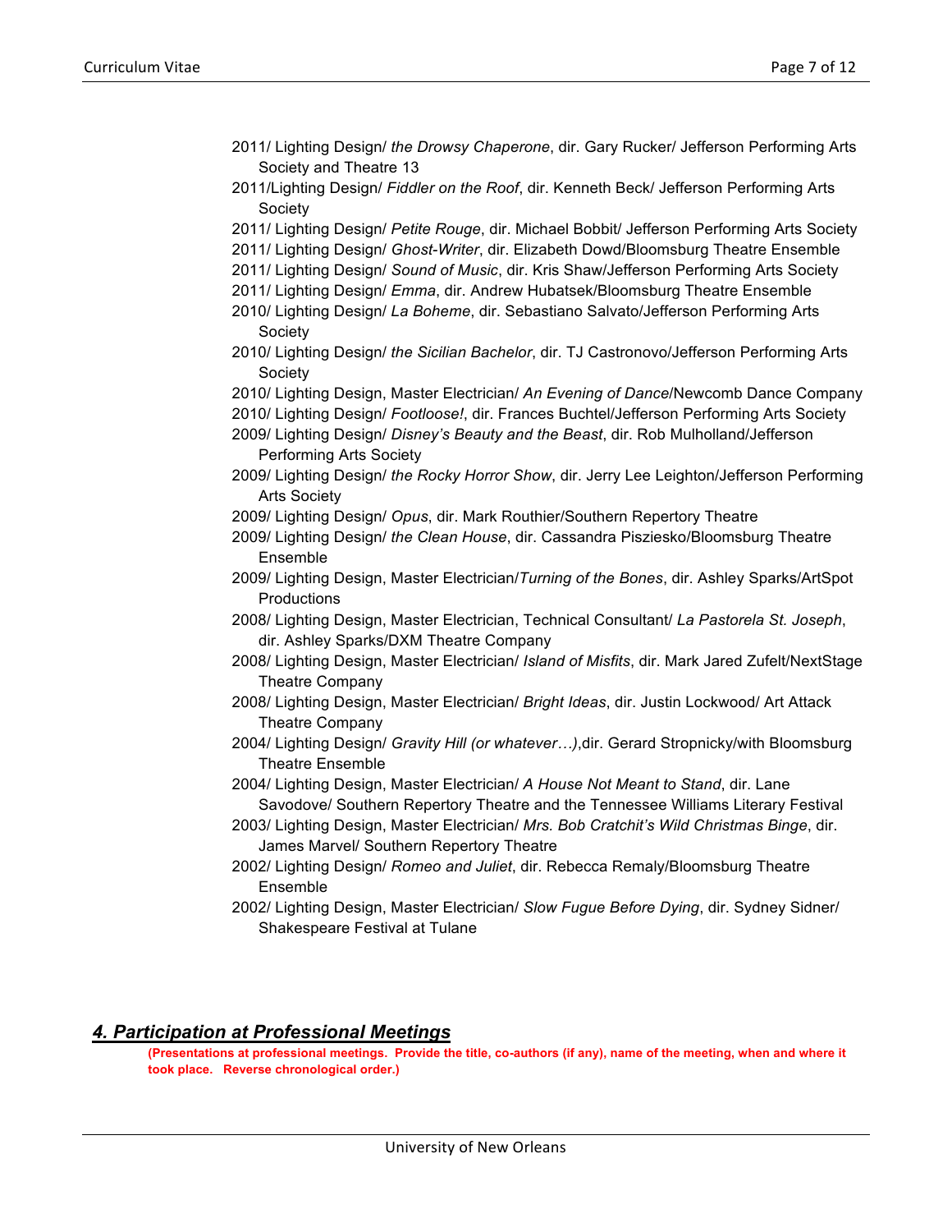2011/ Lighting Design/ *the Drowsy Chaperone*, dir. Gary Rucker/ Jefferson Performing Arts Society and Theatre 13

2011/Lighting Design/ *Fiddler on the Roof*, dir. Kenneth Beck/ Jefferson Performing Arts Society

2011/ Lighting Design/ *Petite Rouge*, dir. Michael Bobbit/ Jefferson Performing Arts Society

2011/ Lighting Design/ *Ghost-Writer*, dir. Elizabeth Dowd/Bloomsburg Theatre Ensemble

2011/ Lighting Design/ *Sound of Music*, dir. Kris Shaw/Jefferson Performing Arts Society

2011/ Lighting Design/ *Emma*, dir. Andrew Hubatsek/Bloomsburg Theatre Ensemble

2010/ Lighting Design/ *La Boheme*, dir. Sebastiano Salvato/Jefferson Performing Arts Society

2010/ Lighting Design/ *the Sicilian Bachelor*, dir. TJ Castronovo/Jefferson Performing Arts Society

2010/ Lighting Design, Master Electrician/ *An Evening of Dance*/Newcomb Dance Company

2010/ Lighting Design/ *Footloose!*, dir. Frances Buchtel/Jefferson Performing Arts Society

2009/ Lighting Design/ *Disney's Beauty and the Beast*, dir. Rob Mulholland/Jefferson Performing Arts Society

2009/ Lighting Design/ *the Rocky Horror Show*, dir. Jerry Lee Leighton/Jefferson Performing Arts Society

2009/ Lighting Design/ *Opus*, dir. Mark Routhier/Southern Repertory Theatre

2009/ Lighting Design/ *the Clean House*, dir. Cassandra Pisziesko/Bloomsburg Theatre Ensemble

2009/ Lighting Design, Master Electrician/*Turning of the Bones*, dir. Ashley Sparks/ArtSpot Productions

2008/ Lighting Design, Master Electrician, Technical Consultant/ *La Pastorela St. Joseph*, dir. Ashley Sparks/DXM Theatre Company

2008/ Lighting Design, Master Electrician/ *Island of Misfits*, dir. Mark Jared Zufelt/NextStage Theatre Company

2008/ Lighting Design, Master Electrician/ *Bright Ideas*, dir. Justin Lockwood/ Art Attack Theatre Company

2004/ Lighting Design/ *Gravity Hill (or whatever…)*,dir. Gerard Stropnicky/with Bloomsburg Theatre Ensemble

2004/ Lighting Design, Master Electrician/ *A House Not Meant to Stand*, dir. Lane Savodove/ Southern Repertory Theatre and the Tennessee Williams Literary Festival

2003/ Lighting Design, Master Electrician/ *Mrs. Bob Cratchit's Wild Christmas Binge*, dir. James Marvel/ Southern Repertory Theatre

2002/ Lighting Design/ *Romeo and Juliet*, dir. Rebecca Remaly/Bloomsburg Theatre Ensemble

2002/ Lighting Design, Master Electrician/ *Slow Fugue Before Dying*, dir. Sydney Sidner/ Shakespeare Festival at Tulane

## *4. Participation at Professional Meetings*

**(Presentations at professional meetings. Provide the title, co-authors (if any), name of the meeting, when and where it took place. Reverse chronological order.)**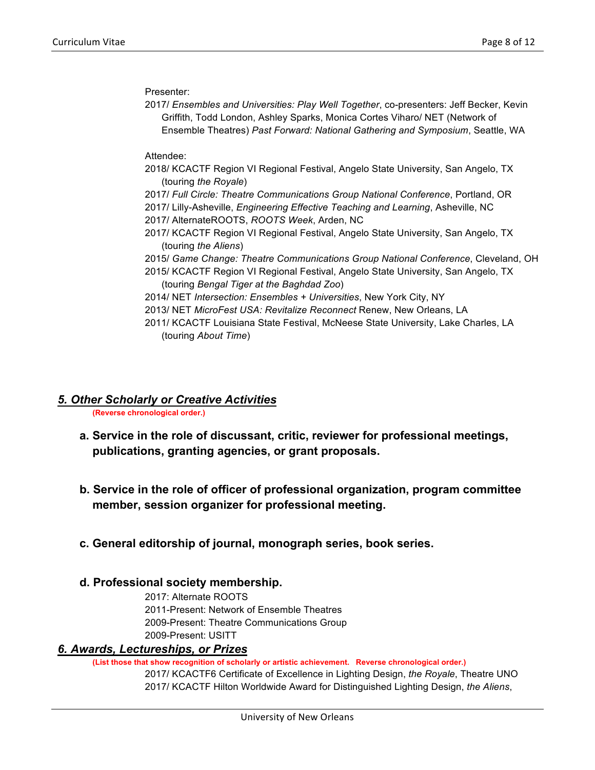Presenter:

2017/ *Ensembles and Universities: Play Well Together*, co-presenters: Jeff Becker, Kevin Griffith, Todd London, Ashley Sparks, Monica Cortes Viharo/ NET (Network of Ensemble Theatres) *Past Forward: National Gathering and Symposium*, Seattle, WA

Attendee:

2018/ KCACTF Region VI Regional Festival, Angelo State University, San Angelo, TX (touring *the Royale*)
2017/ *Full Circle: Theatre Communications Group National Conference*, Portland, OR
2017/ Lilly-Asheville, *Engineering Effective Teaching and Learning*, Asheville, NC
2017/ AlternateROOTS, *ROOTS Week*, Arden, NC
2017/ KCACTF Region VI Regional Festival, Angelo State University, San Angelo, TX (touring *the Aliens*)
2015/ *Game Change: Theatre Communications Group National Conference*, Cleveland, OH
2015/ KCACTF Region VI Regional Festival, Angelo State University, San Angelo, TX (touring *Bengal Tiger at the Baghdad Zoo*)
2014/ NET *Intersection: Ensembles + Universities*, New York City, NY
2013/ NET *MicroFest USA: Revitalize Reconnect* Renew, New Orleans, LA
2011/ KCACTF Louisiana State Festival, McNeese State University, Lake Charles, LA (touring *About Time*)

## *5. Other Scholarly or Creative Activities*

**(Reverse chronological order.)**

### a. Service in the role of discussant, critic, reviewer for professional meetings, publications, granting agencies, or grant proposals.

### b. Service in the role of officer of professional organization, program committee member, session organizer for professional meeting.

### c. General editorship of journal, monograph series, book series.

### d. Professional society membership.

2017: Alternate ROOTS
2011-Present: Network of Ensemble Theatres
2009-Present: Theatre Communications Group
2009-Present: USITT

## *6. Awards, Lectureships, or Prizes*

**(List those that show recognition of scholarly or artistic achievement. Reverse chronological order.)**

2017/ KCACTF6 Certificate of Excellence in Lighting Design, *the Royale*, Theatre UNO
2017/ KCACTF Hilton Worldwide Award for Distinguished Lighting Design, *the Aliens*,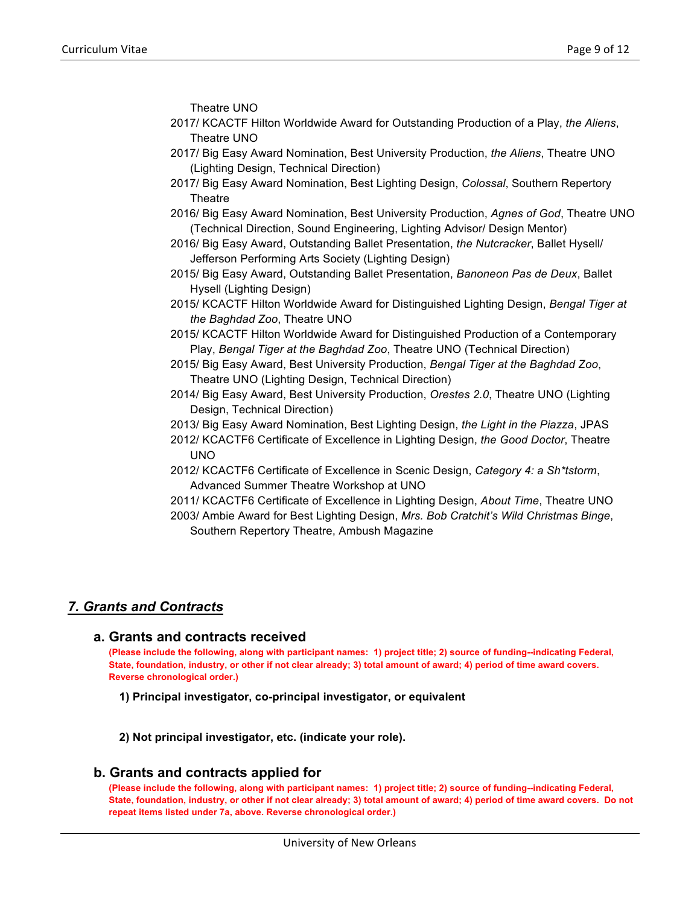Theatre UNO

- 2017/ KCACTF Hilton Worldwide Award for Outstanding Production of a Play, *the Aliens*, Theatre UNO
- 2017/ Big Easy Award Nomination, Best University Production, *the Aliens*, Theatre UNO (Lighting Design, Technical Direction)
- 2017/ Big Easy Award Nomination, Best Lighting Design, *Colossal*, Southern Repertory Theatre
- 2016/ Big Easy Award Nomination, Best University Production, *Agnes of God*, Theatre UNO (Technical Direction, Sound Engineering, Lighting Advisor/ Design Mentor)
- 2016/ Big Easy Award, Outstanding Ballet Presentation, *the Nutcracker*, Ballet Hysell/ Jefferson Performing Arts Society (Lighting Design)
- 2015/ Big Easy Award, Outstanding Ballet Presentation, *Banoneon Pas de Deux*, Ballet Hysell (Lighting Design)
- 2015/ KCACTF Hilton Worldwide Award for Distinguished Lighting Design, *Bengal Tiger at the Baghdad Zoo*, Theatre UNO
- 2015/ KCACTF Hilton Worldwide Award for Distinguished Production of a Contemporary Play, *Bengal Tiger at the Baghdad Zoo*, Theatre UNO (Technical Direction)
- 2015/ Big Easy Award, Best University Production, *Bengal Tiger at the Baghdad Zoo*, Theatre UNO (Lighting Design, Technical Direction)
- 2014/ Big Easy Award, Best University Production, *Orestes 2.0*, Theatre UNO (Lighting Design, Technical Direction)
- 2013/ Big Easy Award Nomination, Best Lighting Design, *the Light in the Piazza*, JPAS
- 2012/ KCACTF6 Certificate of Excellence in Lighting Design, *the Good Doctor*, Theatre UNO
- 2012/ KCACTF6 Certificate of Excellence in Scenic Design, *Category 4: a Sh*tstorm*, Advanced Summer Theatre Workshop at UNO
- 2011/ KCACTF6 Certificate of Excellence in Lighting Design, *About Time*, Theatre UNO
- 2003/ Ambie Award for Best Lighting Design, *Mrs. Bob Cratchit's Wild Christmas Binge*, Southern Repertory Theatre, Ambush Magazine

## ***7. Grants and Contracts***

### a. Grants and contracts received

**(Please include the following, along with participant names: 1) project title; 2) source of funding--indicating Federal, State, foundation, industry, or other if not clear already; 3) total amount of award; 4) period of time award covers. Reverse chronological order.)**

**1) Principal investigator, co-principal investigator, or equivalent**

**2) Not principal investigator, etc. (indicate your role).**

### b. Grants and contracts applied for

**(Please include the following, along with participant names: 1) project title; 2) source of funding--indicating Federal, State, foundation, industry, or other if not clear already; 3) total amount of award; 4) period of time award covers. Do not repeat items listed under 7a, above. Reverse chronological order.)**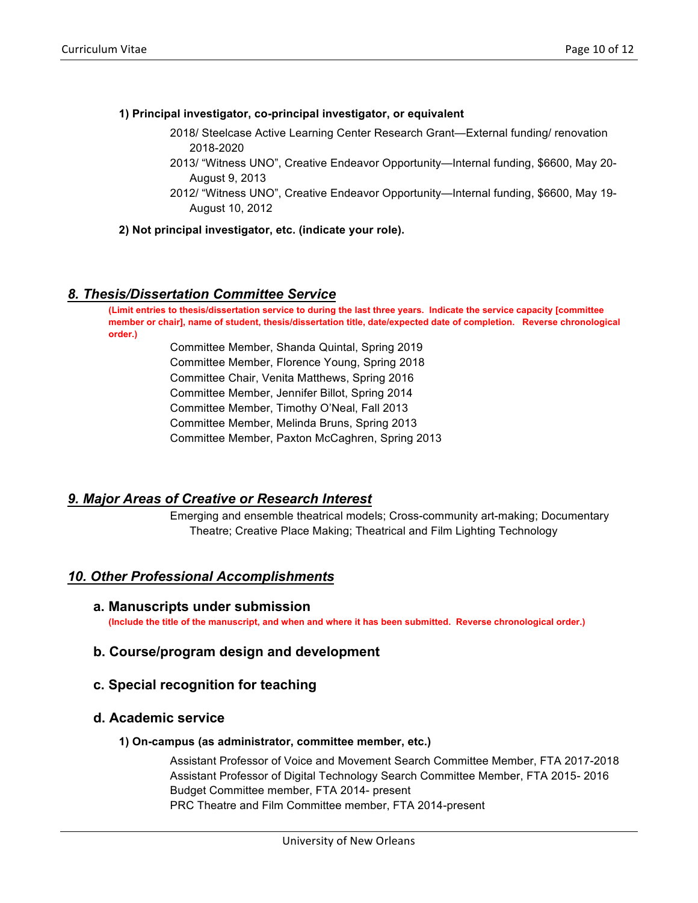**1) Principal investigator, co-principal investigator, or equivalent**

2018/ Steelcase Active Learning Center Research Grant—External funding/ renovation 2018-2020

2013/ "Witness UNO", Creative Endeavor Opportunity—Internal funding, $6600, May 20-August 9, 2013

2012/ "Witness UNO", Creative Endeavor Opportunity—Internal funding, $6600, May 19-August 10, 2012

**2) Not principal investigator, etc. (indicate your role).**

## *8. Thesis/Dissertation Committee Service*

**(Limit entries to thesis/dissertation service to during the last three years. Indicate the service capacity [committee member or chair], name of student, thesis/dissertation title, date/expected date of completion. Reverse chronological order.)**

Committee Member, Shanda Quintal, Spring 2019
Committee Member, Florence Young, Spring 2018
Committee Chair, Venita Matthews, Spring 2016
Committee Member, Jennifer Billot, Spring 2014
Committee Member, Timothy O'Neal, Fall 2013
Committee Member, Melinda Bruns, Spring 2013
Committee Member, Paxton McCaghren, Spring 2013

## *9. Major Areas of Creative or Research Interest*

Emerging and ensemble theatrical models; Cross-community art-making; Documentary Theatre; Creative Place Making; Theatrical and Film Lighting Technology

## *10. Other Professional Accomplishments*

### a. Manuscripts under submission

**(Include the title of the manuscript, and when and where it has been submitted. Reverse chronological order.)**

### b. Course/program design and development

### c. Special recognition for teaching

### d. Academic service

**1) On-campus (as administrator, committee member, etc.)**

Assistant Professor of Voice and Movement Search Committee Member, FTA 2017-2018
Assistant Professor of Digital Technology Search Committee Member, FTA 2015- 2016
Budget Committee member, FTA 2014- present
PRC Theatre and Film Committee member, FTA 2014-present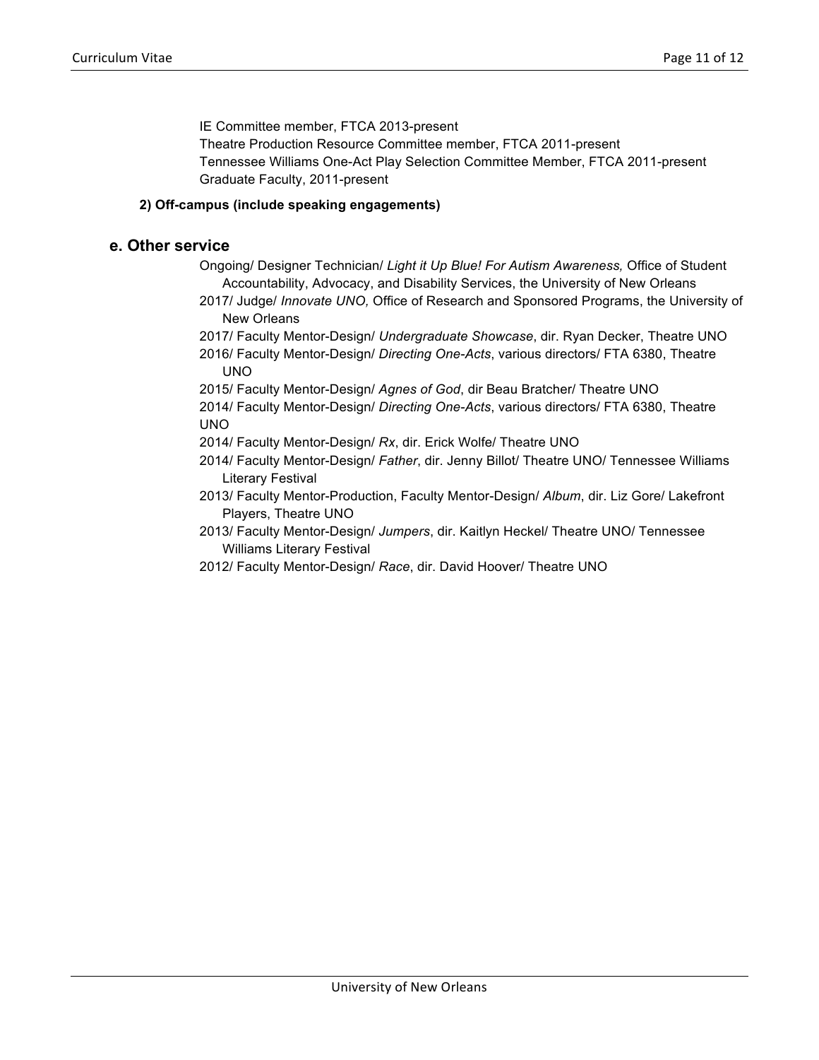IE Committee member, FTCA 2013-present
Theatre Production Resource Committee member, FTCA 2011-present
Tennessee Williams One-Act Play Selection Committee Member, FTCA 2011-present
Graduate Faculty, 2011-present

**2) Off-campus (include speaking engagements)**

## e. Other service

Ongoing/ Designer Technician/ *Light it Up Blue! For Autism Awareness,* Office of Student Accountability, Advocacy, and Disability Services, the University of New Orleans

2017/ Judge/ *Innovate UNO,* Office of Research and Sponsored Programs, the University of New Orleans

2017/ Faculty Mentor-Design/ *Undergraduate Showcase*, dir. Ryan Decker, Theatre UNO

2016/ Faculty Mentor-Design/ *Directing One-Acts*, various directors/ FTA 6380, Theatre UNO

2015/ Faculty Mentor-Design/ *Agnes of God*, dir Beau Bratcher/ Theatre UNO

2014/ Faculty Mentor-Design/ *Directing One-Acts*, various directors/ FTA 6380, Theatre UNO

2014/ Faculty Mentor-Design/ *Rx*, dir. Erick Wolfe/ Theatre UNO

2014/ Faculty Mentor-Design/ *Father*, dir. Jenny Billot/ Theatre UNO/ Tennessee Williams Literary Festival

2013/ Faculty Mentor-Production, Faculty Mentor-Design/ *Album*, dir. Liz Gore/ Lakefront Players, Theatre UNO

2013/ Faculty Mentor-Design/ *Jumpers*, dir. Kaitlyn Heckel/ Theatre UNO/ Tennessee Williams Literary Festival

2012/ Faculty Mentor-Design/ *Race*, dir. David Hoover/ Theatre UNO